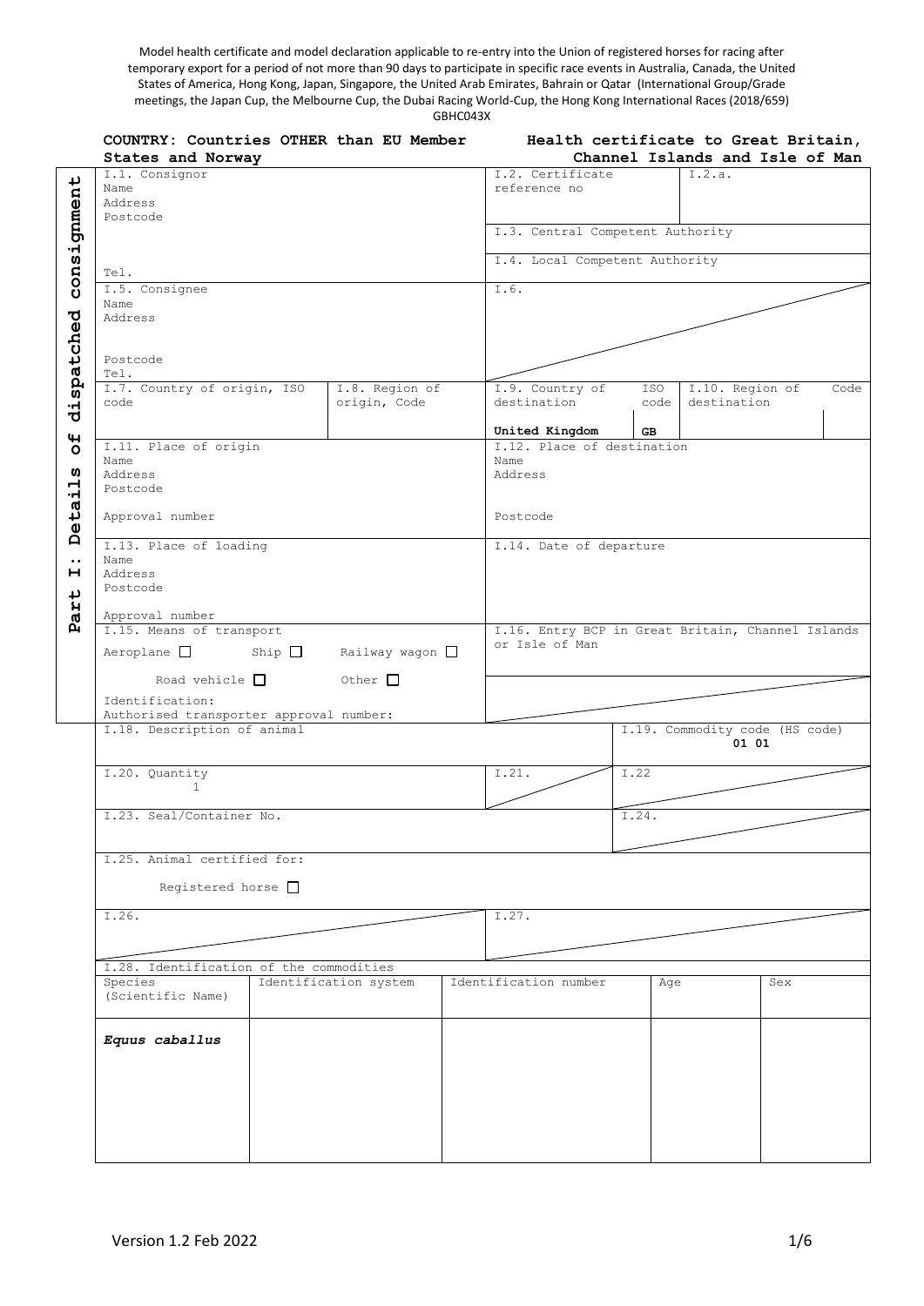Model health certificate and model declaration applicable to re-entry into the Union of registered horses for racing after temporary export for a period of not more than 90 days to participate in specific race events in Australia, Canada, the United States of America, Hong Kong, Japan, Singapore, the United Arab Emirates, Bahrain or Qatar (International Group/Grade meetings, the Japan Cup, the Melbourne Cup, the Dubai Racing World-Cup, the Hong Kong International Races (2018/659)

GBHC043X

**COUNTRY: Countries OTHER than EU Member States and Norway**

**Health certificate to Great Britain, Channel Islands and Isle of Man**

**Part I: Details of dispatched consignment**

| | | | |
|---|---|---|---|
| I.1. Consignor<br>Name<br>Address<br>Postcode<br><br>Tel. | | I.2. Certificate reference no | I.2.a. |
| | | I.3. Central Competent Authority | |
| | | I.4. Local Competent Authority | |
| I.5. Consignee<br>Name<br>Address<br><br>Postcode<br>Tel. | | I.6. | |
| I.7. Country of origin, ISO code | I.8. Region of origin, Code | I.9. Country of destination, ISO code<br>**United Kingdom** **GB** | I.10. Region of destination, Code |
| I.11. Place of origin<br>Name<br>Address<br>Postcode<br><br>Approval number | | I.12. Place of destination<br>Name<br>Address<br><br>Postcode | |
| I.13. Place of loading<br>Name<br>Address<br>Postcode<br><br>Approval number | | I.14. Date of departure | |
| I.15. Means of transport<br>Aeroplane ☐ Ship ☐ Railway wagon ☐<br>Road vehicle ☐ Other ☐<br>Identification:<br>Authorised transporter approval number: | | I.16. Entry BCP in Great Britain, Channel Islands or Isle of Man | |
| I.18. Description of animal | | | I.19. Commodity code (HS code)<br>**01 01** |
| I.20. Quantity<br>1 | | I.21. | I.22 |
| I.23. Seal/Container No. | | | I.24. |
| I.25. Animal certified for:<br>Registered horse ☐ | | | |
| I.26. | | I.27. | |

I.28. Identification of the commodities

| Species (Scientific Name) | Identification system | Identification number | Age | Sex |
|---|---|---|---|---|
| ***Equus caballus*** | | | | |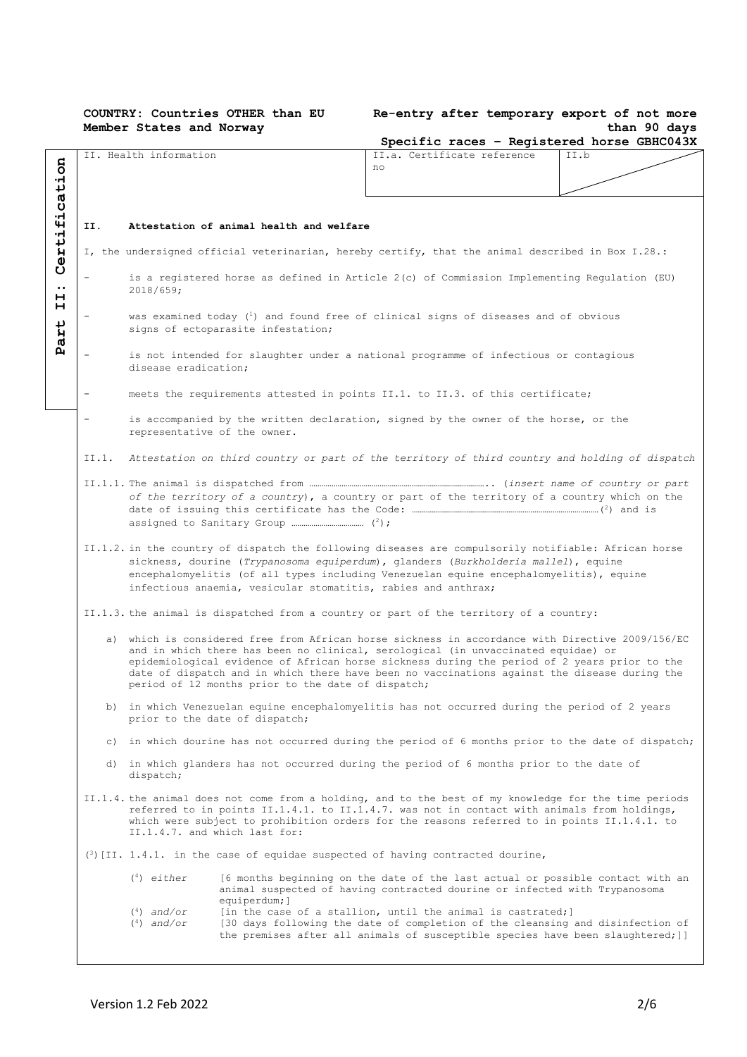**COUNTRY: Countries OTHER than EU Member States and Norway**

**Re-entry after temporary export of not more than 90 days**
**Specific races – Registered horse GBHC043X**

**Part II: Certification**

| II. Health information | II.a. Certificate reference no | II.b |
|---|---|---|

**II. Attestation of animal health and welfare**

I, the undersigned official veterinarian, hereby certify, that the animal described in Box I.28.:

- is a registered horse as defined in Article 2(c) of Commission Implementing Regulation (EU) 2018/659;
- was examined today ([1]) and found free of clinical signs of diseases and of obvious signs of ectoparasite infestation;
- is not intended for slaughter under a national programme of infectious or contagious disease eradication;
- meets the requirements attested in points II.1. to II.3. of this certificate;
- is accompanied by the written declaration, signed by the owner of the horse, or the representative of the owner.

II.1. *Attestation on third country or part of the territory of third country and holding of dispatch*

II.1.1. The animal is dispatched from …………………………………………………….. (*insert name of country or part of the territory of a country*), a country or part of the territory of a country which on the date of issuing this certificate has the Code: ………………………………………………………([2]) and is assigned to Sanitary Group …………………… ([2]);

II.1.2. in the country of dispatch the following diseases are compulsorily notifiable: African horse sickness, dourine (*Trypanosoma equiperdum*), glanders (*Burkholderia mallei*), equine encephalomyelitis (of all types including Venezuelan equine encephalomyelitis), equine infectious anaemia, vesicular stomatitis, rabies and anthrax;

II.1.3. the animal is dispatched from a country or part of the territory of a country:

a) which is considered free from African horse sickness in accordance with Directive 2009/156/EC and in which there has been no clinical, serological (in unvaccinated equidae) or epidemiological evidence of African horse sickness during the period of 2 years prior to the date of dispatch and in which there have been no vaccinations against the disease during the period of 12 months prior to the date of dispatch;

b) in which Venezuelan equine encephalomyelitis has not occurred during the period of 2 years prior to the date of dispatch;

c) in which dourine has not occurred during the period of 6 months prior to the date of dispatch;

d) in which glanders has not occurred during the period of 6 months prior to the date of dispatch;

II.1.4. the animal does not come from a holding, and to the best of my knowledge for the time periods referred to in points II.1.4.1. to II.1.4.7. was not in contact with animals from holdings, which were subject to prohibition orders for the reasons referred to in points II.1.4.1. to II.1.4.7. and which last for:

([3])[II. 1.4.1. in the case of equidae suspected of having contracted dourine,

([4]) *either* [6 months beginning on the date of the last actual or possible contact with an animal suspected of having contracted dourine or infected with Trypanosoma equiperdum;]

([4]) *and/or* [in the case of a stallion, until the animal is castrated;]

([4]) *and/or* [30 days following the date of completion of the cleansing and disinfection of the premises after all animals of susceptible species have been slaughtered;]]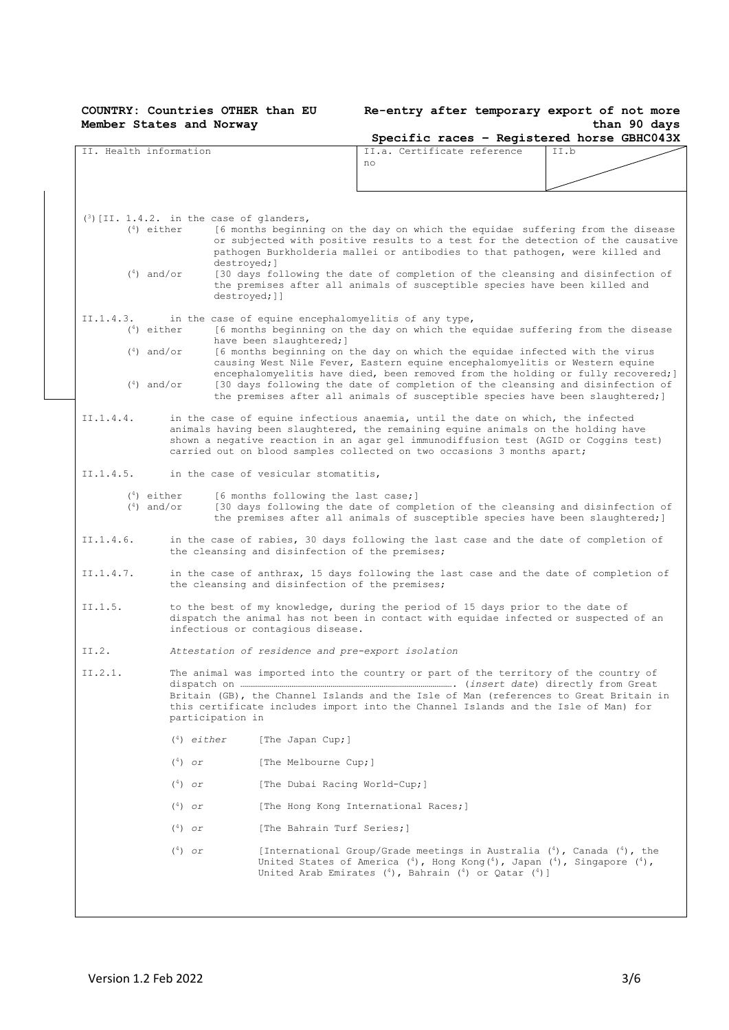**COUNTRY: Countries OTHER than EU Member States and Norway**

**Re-entry after temporary export of not more than 90 days**

**Specific races – Registered horse GBHC043X**

| II. Health information | II.a. Certificate reference no | II.b |
|---|---|---|

([3])[II. 1.4.2. in the case of glanders,

([4]) either [6 months beginning on the day on which the equidae suffering from the disease or subjected with positive results to a test for the detection of the causative pathogen Burkholderia mallei or antibodies to that pathogen, were killed and destroyed;]

([4]) and/or [30 days following the date of completion of the cleansing and disinfection of the premises after all animals of susceptible species have been killed and destroyed;]]

II.1.4.3. in the case of equine encephalomyelitis of any type,

([4]) either [6 months beginning on the day on which the equidae suffering from the disease have been slaughtered;]

([4]) and/or [6 months beginning on the day on which the equidae infected with the virus causing West Nile Fever, Eastern equine encephalomyelitis or Western equine encephalomyelitis have died, been removed from the holding or fully recovered;]

([4]) and/or [30 days following the date of completion of the cleansing and disinfection of the premises after all animals of susceptible species have been slaughtered;]

II.1.4.4. in the case of equine infectious anaemia, until the date on which, the infected animals having been slaughtered, the remaining equine animals on the holding have shown a negative reaction in an agar gel immunodiffusion test (AGID or Coggins test) carried out on blood samples collected on two occasions 3 months apart;

II.1.4.5. in the case of vesicular stomatitis,

([4]) either [6 months following the last case;]

([4]) and/or [30 days following the date of completion of the cleansing and disinfection of the premises after all animals of susceptible species have been slaughtered;]

II.1.4.6. in the case of rabies, 30 days following the last case and the date of completion of the cleansing and disinfection of the premises;

II.1.4.7. in the case of anthrax, 15 days following the last case and the date of completion of the cleansing and disinfection of the premises;

II.1.5. to the best of my knowledge, during the period of 15 days prior to the date of dispatch the animal has not been in contact with equidae infected or suspected of an infectious or contagious disease.

II.2. *Attestation of residence and pre-export isolation*

II.2.1. The animal was imported into the country or part of the territory of the country of dispatch on ……………………………………………………………………. (*insert date*) directly from Great Britain (GB), the Channel Islands and the Isle of Man (references to Great Britain in this certificate includes import into the Channel Islands and the Isle of Man) for participation in

([4]) *either* [The Japan Cup;]

([4]) *or* [The Melbourne Cup;]

([4]) *or* [The Dubai Racing World-Cup;]

([4]) *or* [The Hong Kong International Races;]

([4]) *or* [The Bahrain Turf Series;]

([4]) *or* [International Group/Grade meetings in Australia ([4]), Canada ([4]), the United States of America ([4]), Hong Kong([4]), Japan ([4]), Singapore ([4]), United Arab Emirates ([4]), Bahrain ([4]) or Qatar ([4])]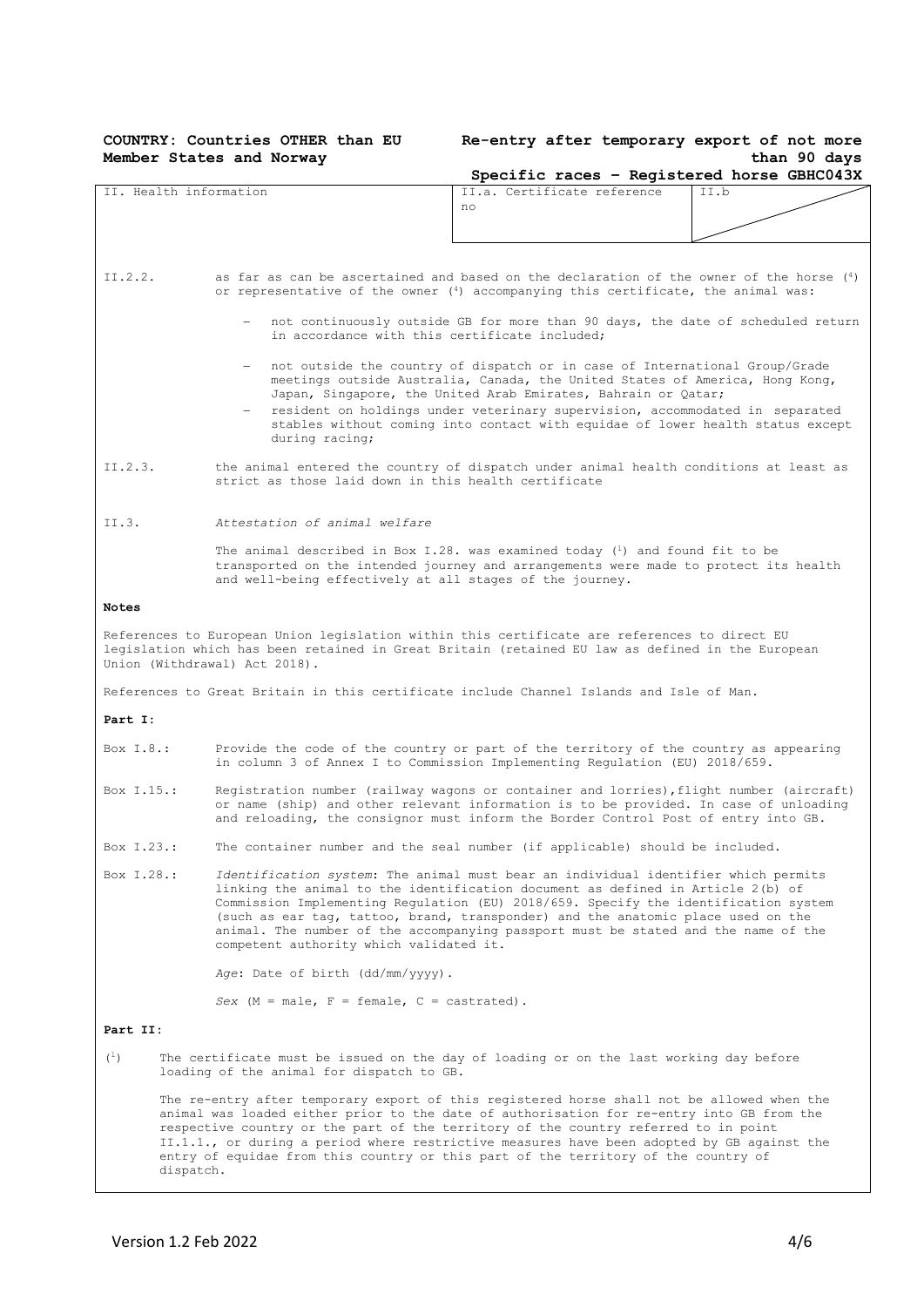**COUNTRY: Countries OTHER than EU Member States and Norway**

**Re-entry after temporary export of not more than 90 days**

**Specific races – Registered horse GBHC043X**

| II. Health information | II.a. Certificate reference no | II.b |
|---|---|---|

II.2.2. as far as can be ascertained and based on the declaration of the owner of the horse (4) or representative of the owner (4) accompanying this certificate, the animal was:

- not continuously outside GB for more than 90 days, the date of scheduled return in accordance with this certificate included;
- not outside the country of dispatch or in case of International Group/Grade meetings outside Australia, Canada, the United States of America, Hong Kong, Japan, Singapore, the United Arab Emirates, Bahrain or Qatar;
- resident on holdings under veterinary supervision, accommodated in separated stables without coming into contact with equidae of lower health status except during racing;

II.2.3. the animal entered the country of dispatch under animal health conditions at least as strict as those laid down in this health certificate

II.3. *Attestation of animal welfare*

The animal described in Box I.28. was examined today (1) and found fit to be transported on the intended journey and arrangements were made to protect its health and well-being effectively at all stages of the journey.

**Notes**

References to European Union legislation within this certificate are references to direct EU legislation which has been retained in Great Britain (retained EU law as defined in the European Union (Withdrawal) Act 2018).

References to Great Britain in this certificate include Channel Islands and Isle of Man.

**Part I:**

Box I.8.: Provide the code of the country or part of the territory of the country as appearing in column 3 of Annex I to Commission Implementing Regulation (EU) 2018/659.

Box I.15.: Registration number (railway wagons or container and lorries), flight number (aircraft) or name (ship) and other relevant information is to be provided. In case of unloading and reloading, the consignor must inform the Border Control Post of entry into GB.

Box I.23.: The container number and the seal number (if applicable) should be included.

Box I.28.: *Identification system*: The animal must bear an individual identifier which permits linking the animal to the identification document as defined in Article 2(b) of Commission Implementing Regulation (EU) 2018/659. Specify the identification system (such as ear tag, tattoo, brand, transponder) and the anatomic place used on the animal. The number of the accompanying passport must be stated and the name of the competent authority which validated it.

*Age*: Date of birth (dd/mm/yyyy).

*Sex* (M = male, F = female, C = castrated).

**Part II:**

(1) The certificate must be issued on the day of loading or on the last working day before loading of the animal for dispatch to GB.

The re-entry after temporary export of this registered horse shall not be allowed when the animal was loaded either prior to the date of authorisation for re-entry into GB from the respective country or the part of the territory of the country referred to in point II.1.1., or during a period where restrictive measures have been adopted by GB against the entry of equidae from this country or this part of the territory of the country of dispatch.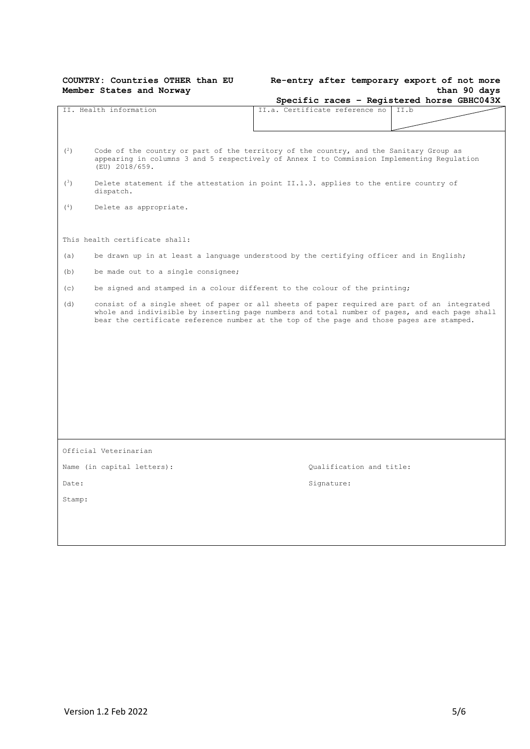**COUNTRY: Countries OTHER than EU Member States and Norway**

**Re-entry after temporary export of not more than 90 days**

**Specific races – Registered horse GBHC043X**

| II. Health information | II.a. Certificate reference no | II.b |
|---|---|---|

(2) Code of the country or part of the territory of the country, and the Sanitary Group as appearing in columns 3 and 5 respectively of Annex I to Commission Implementing Regulation (EU) 2018/659.

(3) Delete statement if the attestation in point II.1.3. applies to the entire country of dispatch.

(4) Delete as appropriate.

This health certificate shall:

(a) be drawn up in at least a language understood by the certifying officer and in English;

(b) be made out to a single consignee;

(c) be signed and stamped in a colour different to the colour of the printing;

(d) consist of a single sheet of paper or all sheets of paper required are part of an integrated whole and indivisible by inserting page numbers and total number of pages, and each page shall bear the certificate reference number at the top of the page and those pages are stamped.

Official Veterinarian

Name (in capital letters): Qualification and title:

Date: Signature:

Stamp:

Version 1.2 Feb 2022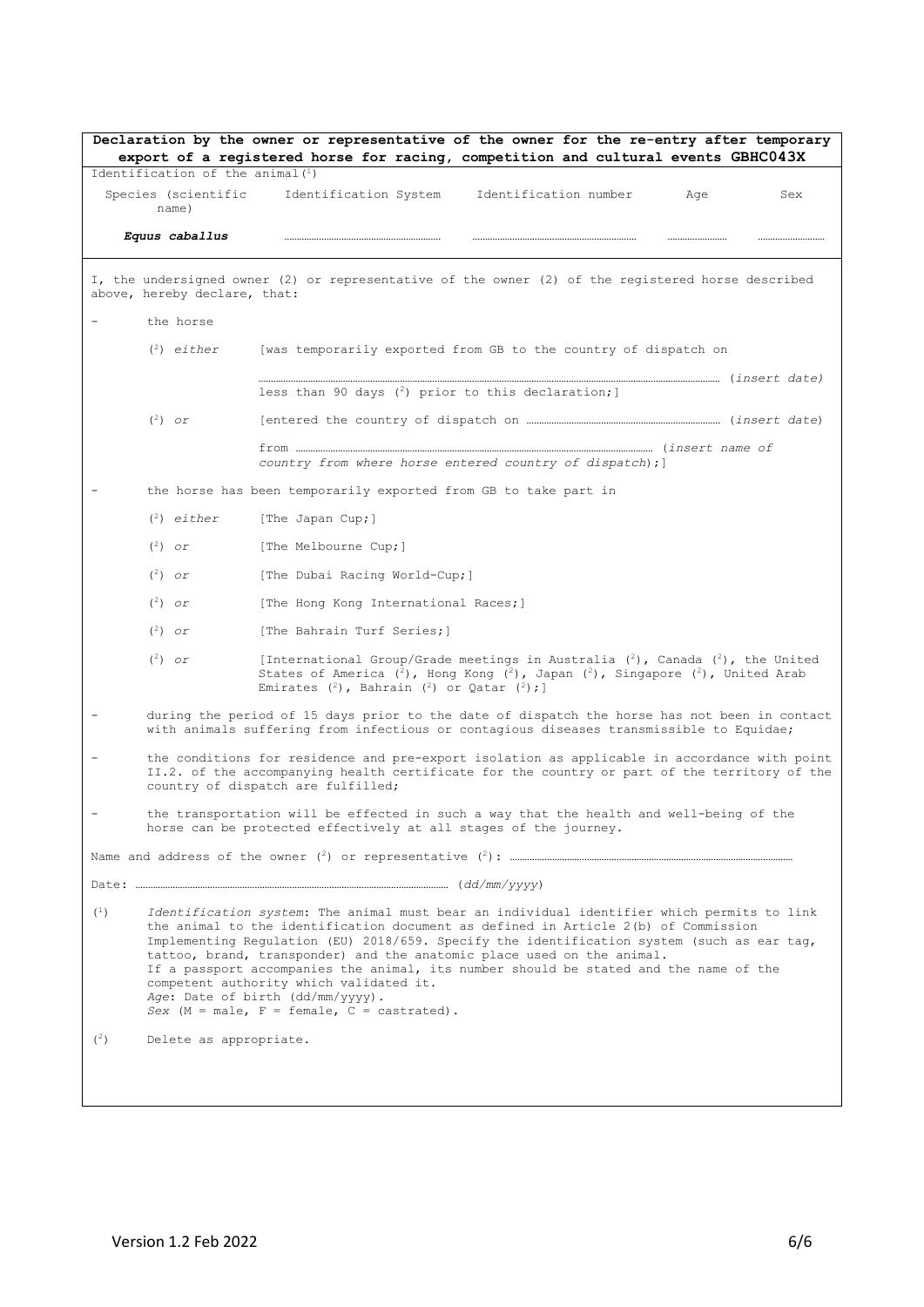**Declaration by the owner or representative of the owner for the re-entry after temporary export of a registered horse for racing, competition and cultural events GBHC043X**

Identification of the animal (1)

| Species (scientific name) | Identification System | Identification number | Age | Sex |
|---|---|---|---|---|
| ***Equus caballus*** | ………… | ………… | ………… | ………… |

I, the undersigned owner (2) or representative of the owner (2) of the registered horse described above, hereby declare, that:

- the horse

  (2) *either* [was temporarily exported from GB to the country of dispatch on

  ……………………………………………………………… (*insert date*)

  less than 90 days (2) prior to this declaration;]

  (2) *or* [entered the country of dispatch on ……………………………… (*insert date*)

  from …………………………………………………………… (*insert name of country from where horse entered country of dispatch*);]

- the horse has been temporarily exported from GB to take part in

  (2) *either* [The Japan Cup;]

  (2) *or* [The Melbourne Cup;]

  (2) *or* [The Dubai Racing World-Cup;]

  (2) *or* [The Hong Kong International Races;]

  (2) *or* [The Bahrain Turf Series;]

  (2) *or* [International Group/Grade meetings in Australia (2), Canada (2), the United States of America (2), Hong Kong (2), Japan (2), Singapore (2), United Arab Emirates (2), Bahrain (2) or Qatar (2);]

- during the period of 15 days prior to the date of dispatch the horse has not been in contact with animals suffering from infectious or contagious diseases transmissible to Equidae;

- the conditions for residence and pre-export isolation as applicable in accordance with point II.2. of the accompanying health certificate for the country or part of the territory of the country of dispatch are fulfilled;

- the transportation will be effected in such a way that the health and well-being of the horse can be protected effectively at all stages of the journey.

Name and address of the owner (2) or representative (2): ………………………………………………

Date: ……………………………………………… (*dd/mm/yyyy*)

(1) *Identification system*: The animal must bear an individual identifier which permits to link the animal to the identification document as defined in Article 2(b) of Commission Implementing Regulation (EU) 2018/659. Specify the identification system (such as ear tag, tattoo, brand, transponder) and the anatomic place used on the animal.
If a passport accompanies the animal, its number should be stated and the name of the competent authority which validated it.
*Age*: Date of birth (dd/mm/yyyy).
*Sex* (M = male, F = female, C = castrated).

(2) Delete as appropriate.

Version 1.2 Feb 2022